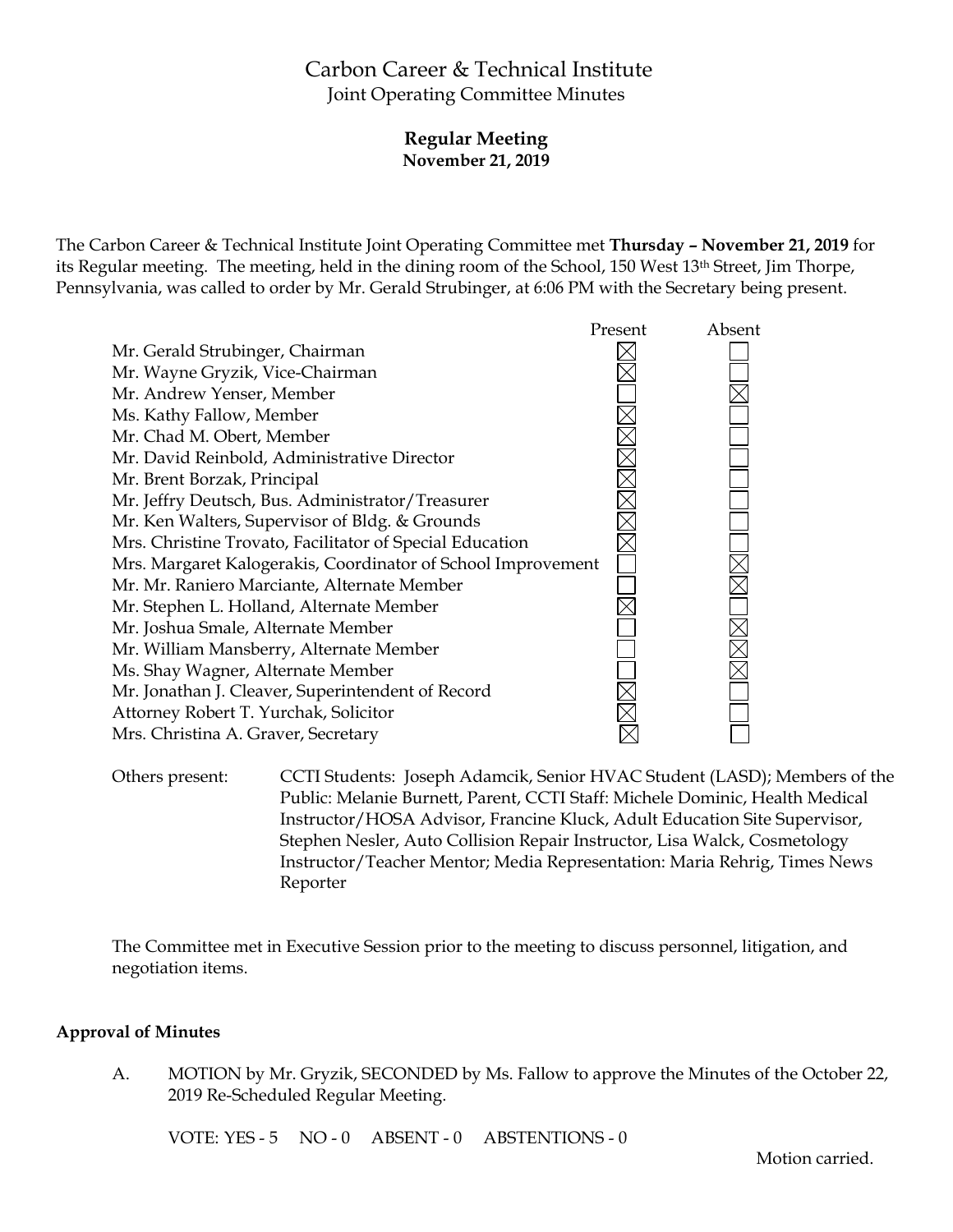# Carbon Career & Technical Institute

Joint Operating Committee Minutes

**Regular Meeting**
**November 21, 2019**

The Carbon Career & Technical Institute Joint Operating Committee met **Thursday – November 21, 2019** for its Regular meeting. The meeting, held in the dining room of the School, 150 West 13th Street, Jim Thorpe, Pennsylvania, was called to order by Mr. Gerald Strubinger, at 6:06 PM with the Secretary being present.

| | Present | Absent |
|---|---|---|
| Mr. Gerald Strubinger, Chairman | ☒ | ☐ |
| Mr. Wayne Gryzik, Vice-Chairman | ☒ | ☐ |
| Mr. Andrew Yenser, Member | ☐ | ☒ |
| Ms. Kathy Fallow, Member | ☒ | ☐ |
| Mr. Chad M. Obert, Member | ☒ | ☐ |
| Mr. David Reinbold, Administrative Director | ☒ | ☐ |
| Mr. Brent Borzak, Principal | ☒ | ☐ |
| Mr. Jeffry Deutsch, Bus. Administrator/Treasurer | ☒ | ☐ |
| Mr. Ken Walters, Supervisor of Bldg. & Grounds | ☒ | ☐ |
| Mrs. Christine Trovato, Facilitator of Special Education | ☒ | ☐ |
| Mrs. Margaret Kalogerakis, Coordinator of School Improvement | ☐ | ☒ |
| Mr. Mr. Raniero Marciante, Alternate Member | ☐ | ☒ |
| Mr. Stephen L. Holland, Alternate Member | ☒ | ☐ |
| Mr. Joshua Smale, Alternate Member | ☐ | ☒ |
| Mr. William Mansberry, Alternate Member | ☐ | ☒ |
| Ms. Shay Wagner, Alternate Member | ☐ | ☒ |
| Mr. Jonathan J. Cleaver, Superintendent of Record | ☒ | ☐ |
| Attorney Robert T. Yurchak, Solicitor | ☒ | ☐ |
| Mrs. Christina A. Graver, Secretary | ☒ | ☐ |

Others present: CCTI Students: Joseph Adamcik, Senior HVAC Student (LASD); Members of the Public: Melanie Burnett, Parent, CCTI Staff: Michele Dominic, Health Medical Instructor/HOSA Advisor, Francine Kluck, Adult Education Site Supervisor, Stephen Nesler, Auto Collision Repair Instructor, Lisa Walck, Cosmetology Instructor/Teacher Mentor; Media Representation: Maria Rehrig, Times News Reporter

The Committee met in Executive Session prior to the meeting to discuss personnel, litigation, and negotiation items.

**Approval of Minutes**

A. MOTION by Mr. Gryzik, SECONDED by Ms. Fallow to approve the Minutes of the October 22, 2019 Re-Scheduled Regular Meeting.

VOTE: YES - 5 NO - 0 ABSENT - 0 ABSTENTIONS - 0

Motion carried.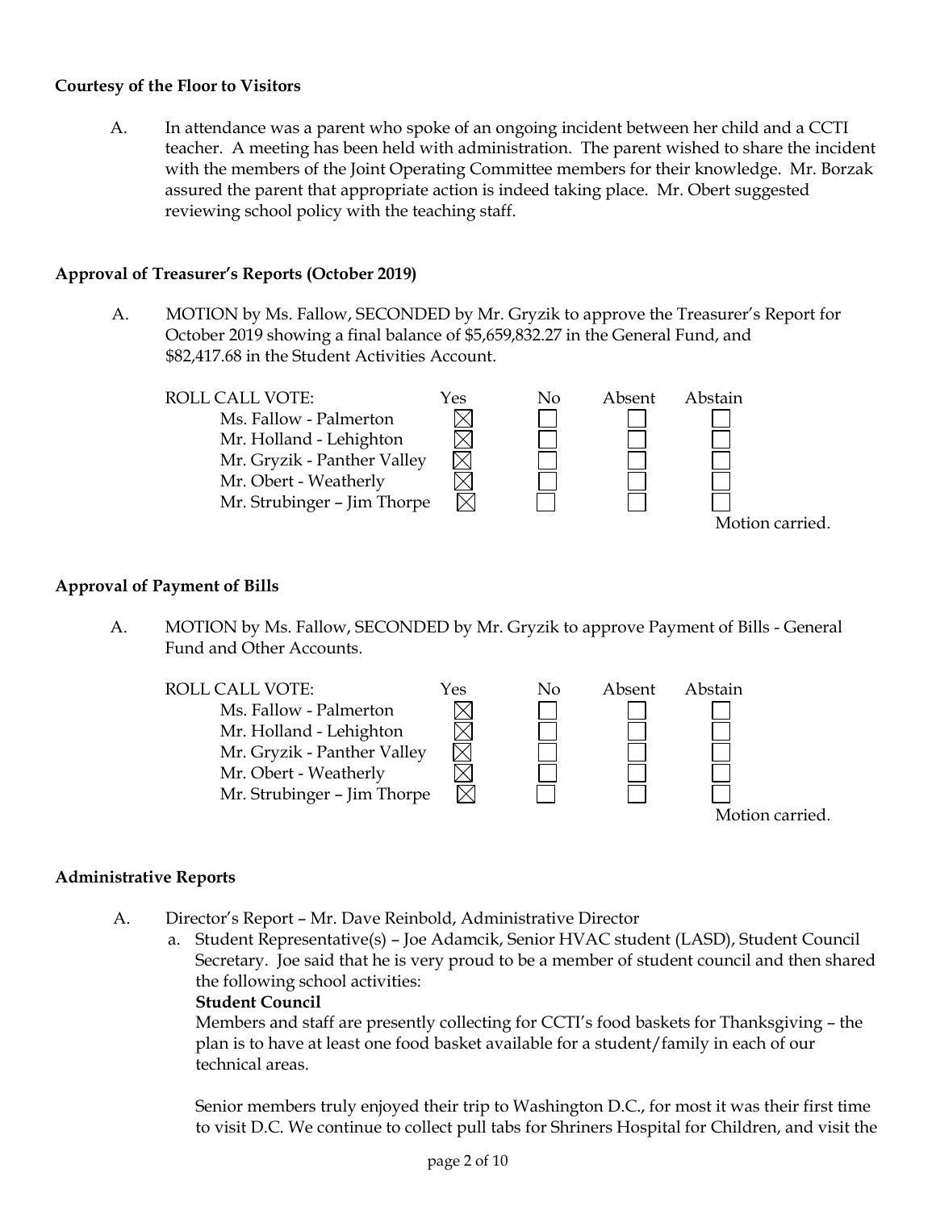**Courtesy of the Floor to Visitors**

A. In attendance was a parent who spoke of an ongoing incident between her child and a CCTI teacher. A meeting has been held with administration. The parent wished to share the incident with the members of the Joint Operating Committee members for their knowledge. Mr. Borzak assured the parent that appropriate action is indeed taking place. Mr. Obert suggested reviewing school policy with the teaching staff.

**Approval of Treasurer's Reports (October 2019)**

A. MOTION by Ms. Fallow, SECONDED by Mr. Gryzik to approve the Treasurer's Report for October 2019 showing a final balance of $5,659,832.27 in the General Fund, and $82,417.68 in the Student Activities Account.

| ROLL CALL VOTE: | Yes | No | Absent | Abstain |
|---|---|---|---|---|
| Ms. Fallow - Palmerton | ☒ | ☐ | ☐ | ☐ |
| Mr. Holland - Lehighton | ☒ | ☐ | ☐ | ☐ |
| Mr. Gryzik - Panther Valley | ☒ | ☐ | ☐ | ☐ |
| Mr. Obert - Weatherly | ☒ | ☐ | ☐ | ☐ |
| Mr. Strubinger – Jim Thorpe | ☒ | ☐ | ☐ | ☐ |

Motion carried.

**Approval of Payment of Bills**

A. MOTION by Ms. Fallow, SECONDED by Mr. Gryzik to approve Payment of Bills - General Fund and Other Accounts.

| ROLL CALL VOTE: | Yes | No | Absent | Abstain |
|---|---|---|---|---|
| Ms. Fallow - Palmerton | ☒ | ☐ | ☐ | ☐ |
| Mr. Holland - Lehighton | ☒ | ☐ | ☐ | ☐ |
| Mr. Gryzik - Panther Valley | ☒ | ☐ | ☐ | ☐ |
| Mr. Obert - Weatherly | ☒ | ☐ | ☐ | ☐ |
| Mr. Strubinger – Jim Thorpe | ☒ | ☐ | ☐ | ☐ |

Motion carried.

**Administrative Reports**

A. Director's Report – Mr. Dave Reinbold, Administrative Director

a. Student Representative(s) – Joe Adamcik, Senior HVAC student (LASD), Student Council Secretary. Joe said that he is very proud to be a member of student council and then shared the following school activities:

**Student Council**

Members and staff are presently collecting for CCTI's food baskets for Thanksgiving – the plan is to have at least one food basket available for a student/family in each of our technical areas.

Senior members truly enjoyed their trip to Washington D.C., for most it was their first time to visit D.C. We continue to collect pull tabs for Shriners Hospital for Children, and visit the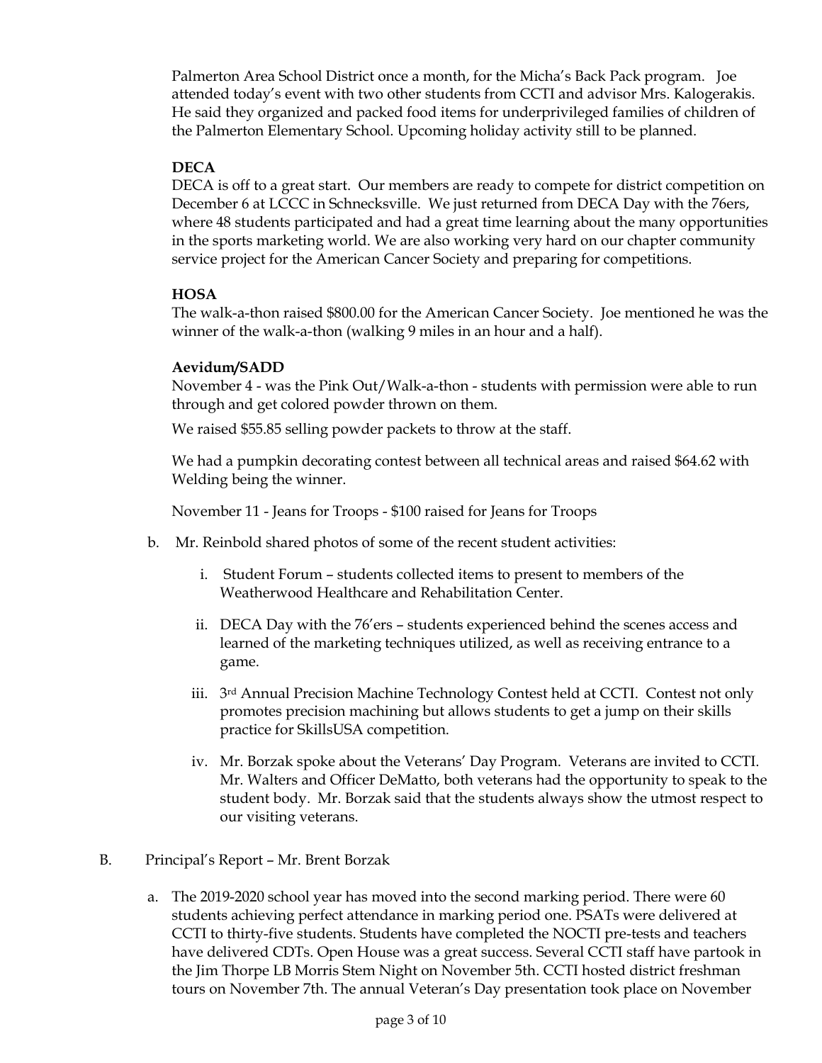Palmerton Area School District once a month, for the Micha's Back Pack program. Joe attended today's event with two other students from CCTI and advisor Mrs. Kalogerakis. He said they organized and packed food items for underprivileged families of children of the Palmerton Elementary School. Upcoming holiday activity still to be planned.

**DECA**

DECA is off to a great start. Our members are ready to compete for district competition on December 6 at LCCC in Schnecksville. We just returned from DECA Day with the 76ers, where 48 students participated and had a great time learning about the many opportunities in the sports marketing world. We are also working very hard on our chapter community service project for the American Cancer Society and preparing for competitions.

**HOSA**

The walk-a-thon raised $800.00 for the American Cancer Society. Joe mentioned he was the winner of the walk-a-thon (walking 9 miles in an hour and a half).

**Aevidum/SADD**

November 4 - was the Pink Out/Walk-a-thon - students with permission were able to run through and get colored powder thrown on them.

We raised $55.85 selling powder packets to throw at the staff.

We had a pumpkin decorating contest between all technical areas and raised $64.62 with Welding being the winner.

November 11 - Jeans for Troops - $100 raised for Jeans for Troops

b. Mr. Reinbold shared photos of some of the recent student activities:

   i. Student Forum – students collected items to present to members of the Weatherwood Healthcare and Rehabilitation Center.

   ii. DECA Day with the 76'ers – students experienced behind the scenes access and learned of the marketing techniques utilized, as well as receiving entrance to a game.

   iii. 3rd Annual Precision Machine Technology Contest held at CCTI. Contest not only promotes precision machining but allows students to get a jump on their skills practice for SkillsUSA competition.

   iv. Mr. Borzak spoke about the Veterans' Day Program. Veterans are invited to CCTI. Mr. Walters and Officer DeMatto, both veterans had the opportunity to speak to the student body. Mr. Borzak said that the students always show the utmost respect to our visiting veterans.

B. Principal's Report – Mr. Brent Borzak

a. The 2019-2020 school year has moved into the second marking period. There were 60 students achieving perfect attendance in marking period one. PSATs were delivered at CCTI to thirty-five students. Students have completed the NOCTI pre-tests and teachers have delivered CDTs. Open House was a great success. Several CCTI staff have partook in the Jim Thorpe LB Morris Stem Night on November 5th. CCTI hosted district freshman tours on November 7th. The annual Veteran's Day presentation took place on November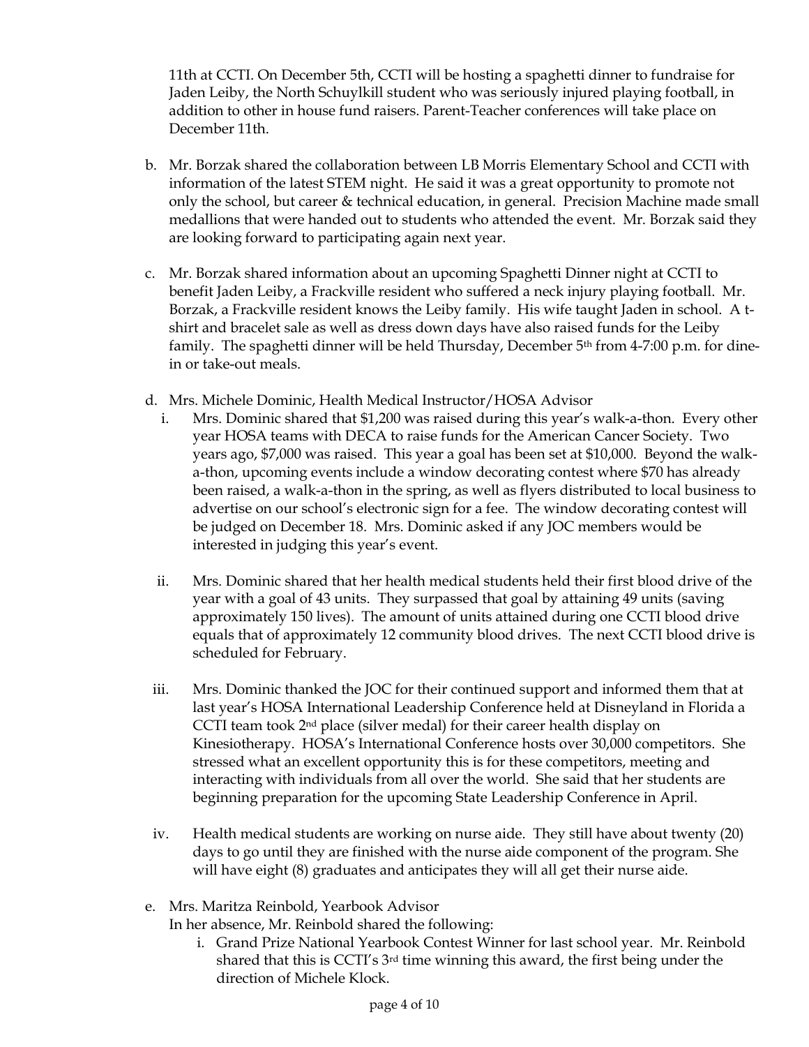11th at CCTI. On December 5th, CCTI will be hosting a spaghetti dinner to fundraise for Jaden Leiby, the North Schuylkill student who was seriously injured playing football, in addition to other in house fund raisers. Parent-Teacher conferences will take place on December 11th.

b. Mr. Borzak shared the collaboration between LB Morris Elementary School and CCTI with information of the latest STEM night. He said it was a great opportunity to promote not only the school, but career & technical education, in general. Precision Machine made small medallions that were handed out to students who attended the event. Mr. Borzak said they are looking forward to participating again next year.

c. Mr. Borzak shared information about an upcoming Spaghetti Dinner night at CCTI to benefit Jaden Leiby, a Frackville resident who suffered a neck injury playing football. Mr. Borzak, a Frackville resident knows the Leiby family. His wife taught Jaden in school. A t-shirt and bracelet sale as well as dress down days have also raised funds for the Leiby family. The spaghetti dinner will be held Thursday, December 5th from 4-7:00 p.m. for dine-in or take-out meals.

d. Mrs. Michele Dominic, Health Medical Instructor/HOSA Advisor

   i. Mrs. Dominic shared that $1,200 was raised during this year's walk-a-thon. Every other year HOSA teams with DECA to raise funds for the American Cancer Society. Two years ago, $7,000 was raised. This year a goal has been set at $10,000. Beyond the walk-a-thon, upcoming events include a window decorating contest where $70 has already been raised, a walk-a-thon in the spring, as well as flyers distributed to local business to advertise on our school's electronic sign for a fee. The window decorating contest will be judged on December 18. Mrs. Dominic asked if any JOC members would be interested in judging this year's event.

   ii. Mrs. Dominic shared that her health medical students held their first blood drive of the year with a goal of 43 units. They surpassed that goal by attaining 49 units (saving approximately 150 lives). The amount of units attained during one CCTI blood drive equals that of approximately 12 community blood drives. The next CCTI blood drive is scheduled for February.

   iii. Mrs. Dominic thanked the JOC for their continued support and informed them that at last year's HOSA International Leadership Conference held at Disneyland in Florida a CCTI team took 2nd place (silver medal) for their career health display on Kinesiotherapy. HOSA's International Conference hosts over 30,000 competitors. She stressed what an excellent opportunity this is for these competitors, meeting and interacting with individuals from all over the world. She said that her students are beginning preparation for the upcoming State Leadership Conference in April.

   iv. Health medical students are working on nurse aide. They still have about twenty (20) days to go until they are finished with the nurse aide component of the program. She will have eight (8) graduates and anticipates they will all get their nurse aide.

e. Mrs. Maritza Reinbold, Yearbook Advisor
   In her absence, Mr. Reinbold shared the following:

   i. Grand Prize National Yearbook Contest Winner for last school year. Mr. Reinbold shared that this is CCTI's 3rd time winning this award, the first being under the direction of Michele Klock.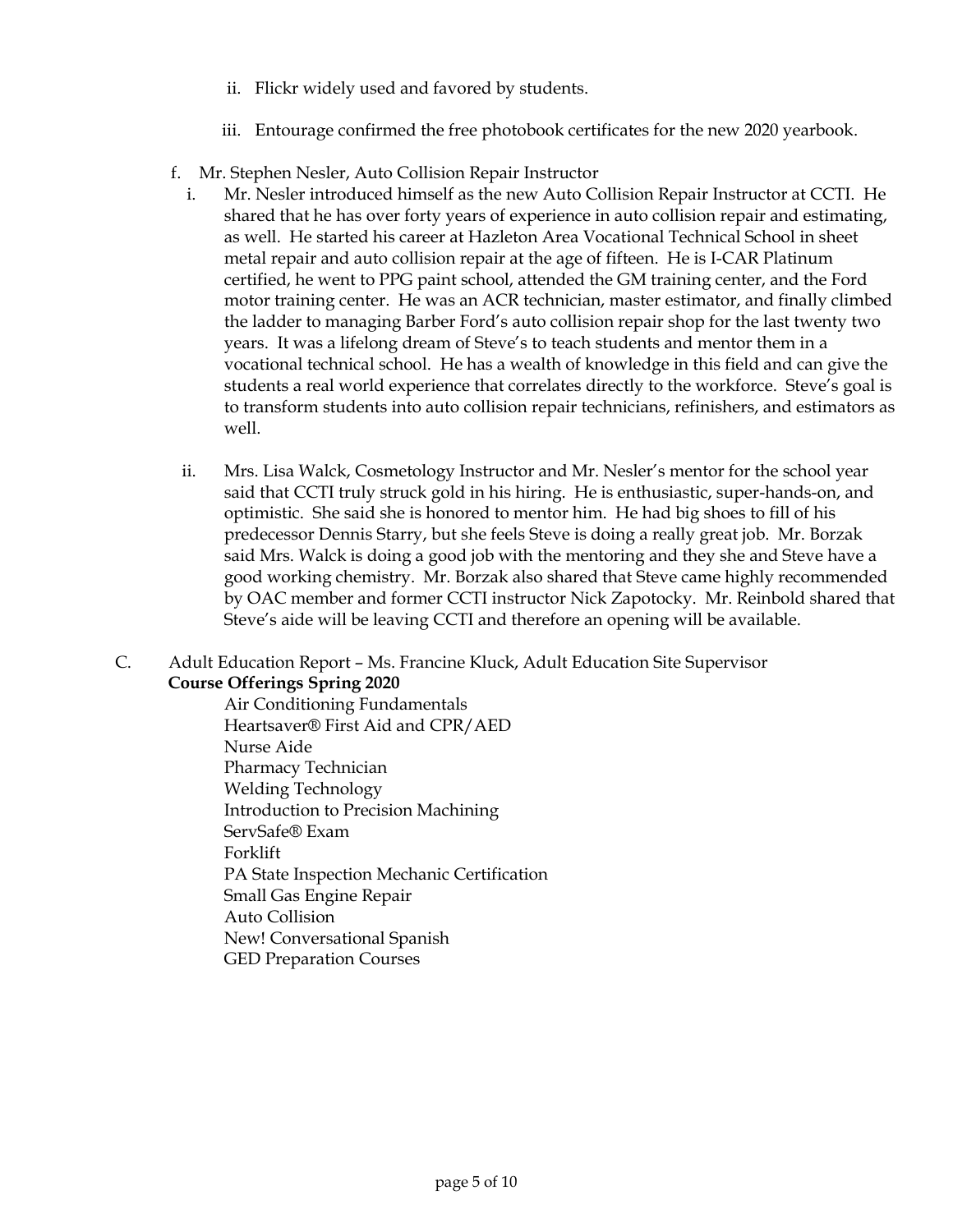ii. Flickr widely used and favored by students.

   iii. Entourage confirmed the free photobook certificates for the new 2020 yearbook.

f. Mr. Stephen Nesler, Auto Collision Repair Instructor

   i. Mr. Nesler introduced himself as the new Auto Collision Repair Instructor at CCTI. He shared that he has over forty years of experience in auto collision repair and estimating, as well. He started his career at Hazleton Area Vocational Technical School in sheet metal repair and auto collision repair at the age of fifteen. He is I-CAR Platinum certified, he went to PPG paint school, attended the GM training center, and the Ford motor training center. He was an ACR technician, master estimator, and finally climbed the ladder to managing Barber Ford's auto collision repair shop for the last twenty two years. It was a lifelong dream of Steve's to teach students and mentor them in a vocational technical school. He has a wealth of knowledge in this field and can give the students a real world experience that correlates directly to the workforce. Steve's goal is to transform students into auto collision repair technicians, refinishers, and estimators as well.

   ii. Mrs. Lisa Walck, Cosmetology Instructor and Mr. Nesler's mentor for the school year said that CCTI truly struck gold in his hiring. He is enthusiastic, super-hands-on, and optimistic. She said she is honored to mentor him. He had big shoes to fill of his predecessor Dennis Starry, but she feels Steve is doing a really great job. Mr. Borzak said Mrs. Walck is doing a good job with the mentoring and they she and Steve have a good working chemistry. Mr. Borzak also shared that Steve came highly recommended by OAC member and former CCTI instructor Nick Zapotocky. Mr. Reinbold shared that Steve's aide will be leaving CCTI and therefore an opening will be available.

C. Adult Education Report – Ms. Francine Kluck, Adult Education Site Supervisor

**Course Offerings Spring 2020**

Air Conditioning Fundamentals
Heartsaver® First Aid and CPR/AED
Nurse Aide
Pharmacy Technician
Welding Technology
Introduction to Precision Machining
ServSafe® Exam
Forklift
PA State Inspection Mechanic Certification
Small Gas Engine Repair
Auto Collision
New! Conversational Spanish
GED Preparation Courses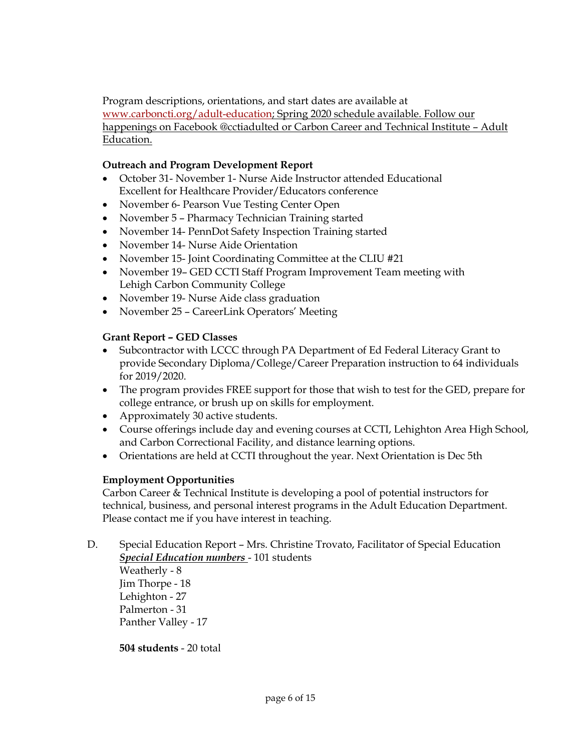Program descriptions, orientations, and start dates are available at www.carboncti.org/adult-education; Spring 2020 schedule available. Follow our happenings on Facebook @cctiadulted or Carbon Career and Technical Institute – Adult Education.

**Outreach and Program Development Report**

- October 31- November 1- Nurse Aide Instructor attended Educational Excellent for Healthcare Provider/Educators conference
- November 6- Pearson Vue Testing Center Open
- November 5 – Pharmacy Technician Training started
- November 14- PennDot Safety Inspection Training started
- November 14- Nurse Aide Orientation
- November 15- Joint Coordinating Committee at the CLIU #21
- November 19– GED CCTI Staff Program Improvement Team meeting with Lehigh Carbon Community College
- November 19- Nurse Aide class graduation
- November 25 – CareerLink Operators' Meeting

**Grant Report – GED Classes**

- Subcontractor with LCCC through PA Department of Ed Federal Literacy Grant to provide Secondary Diploma/College/Career Preparation instruction to 64 individuals for 2019/2020.
- The program provides FREE support for those that wish to test for the GED, prepare for college entrance, or brush up on skills for employment.
- Approximately 30 active students.
- Course offerings include day and evening courses at CCTI, Lehighton Area High School, and Carbon Correctional Facility, and distance learning options.
- Orientations are held at CCTI throughout the year. Next Orientation is Dec 5th

**Employment Opportunities**

Carbon Career & Technical Institute is developing a pool of potential instructors for technical, business, and personal interest programs in the Adult Education Department. Please contact me if you have interest in teaching.

D. Special Education Report – Mrs. Christine Trovato, Facilitator of Special Education

***Special Education numbers*** - 101 students

Weatherly - 8
Jim Thorpe - 18
Lehighton - 27
Palmerton - 31
Panther Valley - 17

**504 students** - 20 total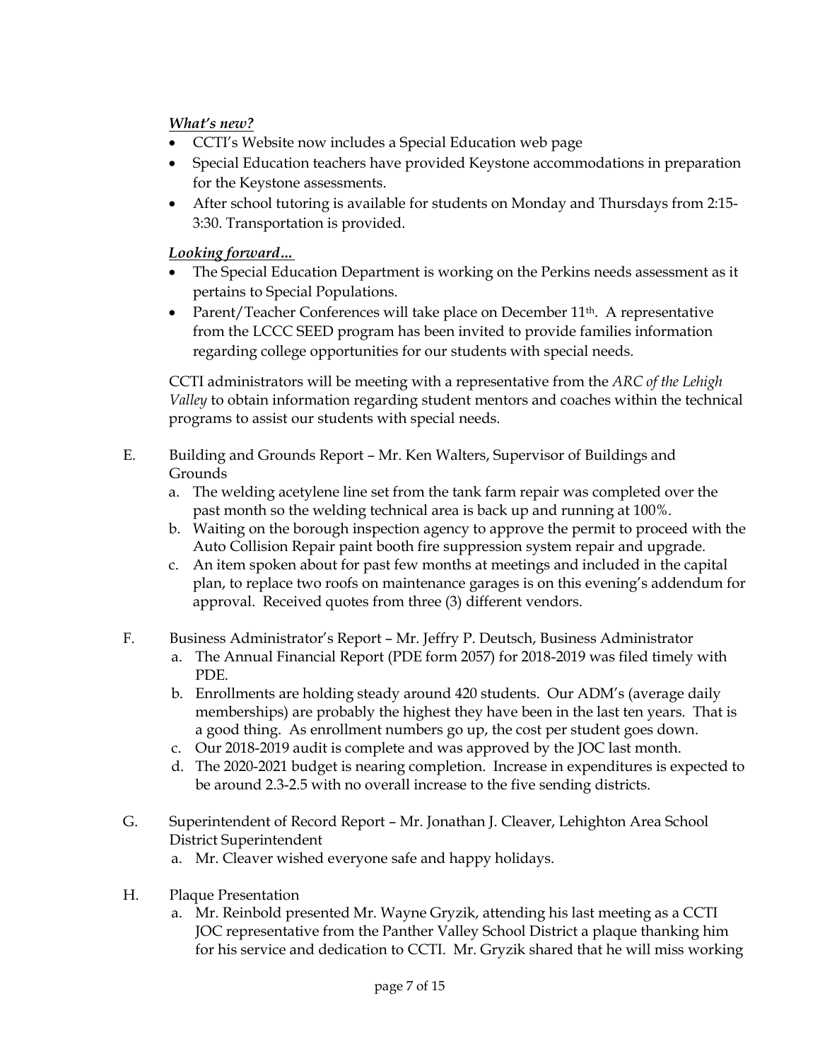***What's new?***

- CCTI's Website now includes a Special Education web page
- Special Education teachers have provided Keystone accommodations in preparation for the Keystone assessments.
- After school tutoring is available for students on Monday and Thursdays from 2:15-3:30. Transportation is provided.

***Looking forward…***

- The Special Education Department is working on the Perkins needs assessment as it pertains to Special Populations.
- Parent/Teacher Conferences will take place on December 11th. A representative from the LCCC SEED program has been invited to provide families information regarding college opportunities for our students with special needs.

CCTI administrators will be meeting with a representative from the *ARC of the Lehigh Valley* to obtain information regarding student mentors and coaches within the technical programs to assist our students with special needs.

E. Building and Grounds Report – Mr. Ken Walters, Supervisor of Buildings and Grounds
   a. The welding acetylene line set from the tank farm repair was completed over the past month so the welding technical area is back up and running at 100%.
   b. Waiting on the borough inspection agency to approve the permit to proceed with the Auto Collision Repair paint booth fire suppression system repair and upgrade.
   c. An item spoken about for past few months at meetings and included in the capital plan, to replace two roofs on maintenance garages is on this evening's addendum for approval. Received quotes from three (3) different vendors.

F. Business Administrator's Report – Mr. Jeffry P. Deutsch, Business Administrator
   a. The Annual Financial Report (PDE form 2057) for 2018-2019 was filed timely with PDE.
   b. Enrollments are holding steady around 420 students. Our ADM's (average daily memberships) are probably the highest they have been in the last ten years. That is a good thing. As enrollment numbers go up, the cost per student goes down.
   c. Our 2018-2019 audit is complete and was approved by the JOC last month.
   d. The 2020-2021 budget is nearing completion. Increase in expenditures is expected to be around 2.3-2.5 with no overall increase to the five sending districts.

G. Superintendent of Record Report – Mr. Jonathan J. Cleaver, Lehighton Area School District Superintendent
   a. Mr. Cleaver wished everyone safe and happy holidays.

H. Plaque Presentation
   a. Mr. Reinbold presented Mr. Wayne Gryzik, attending his last meeting as a CCTI JOC representative from the Panther Valley School District a plaque thanking him for his service and dedication to CCTI. Mr. Gryzik shared that he will miss working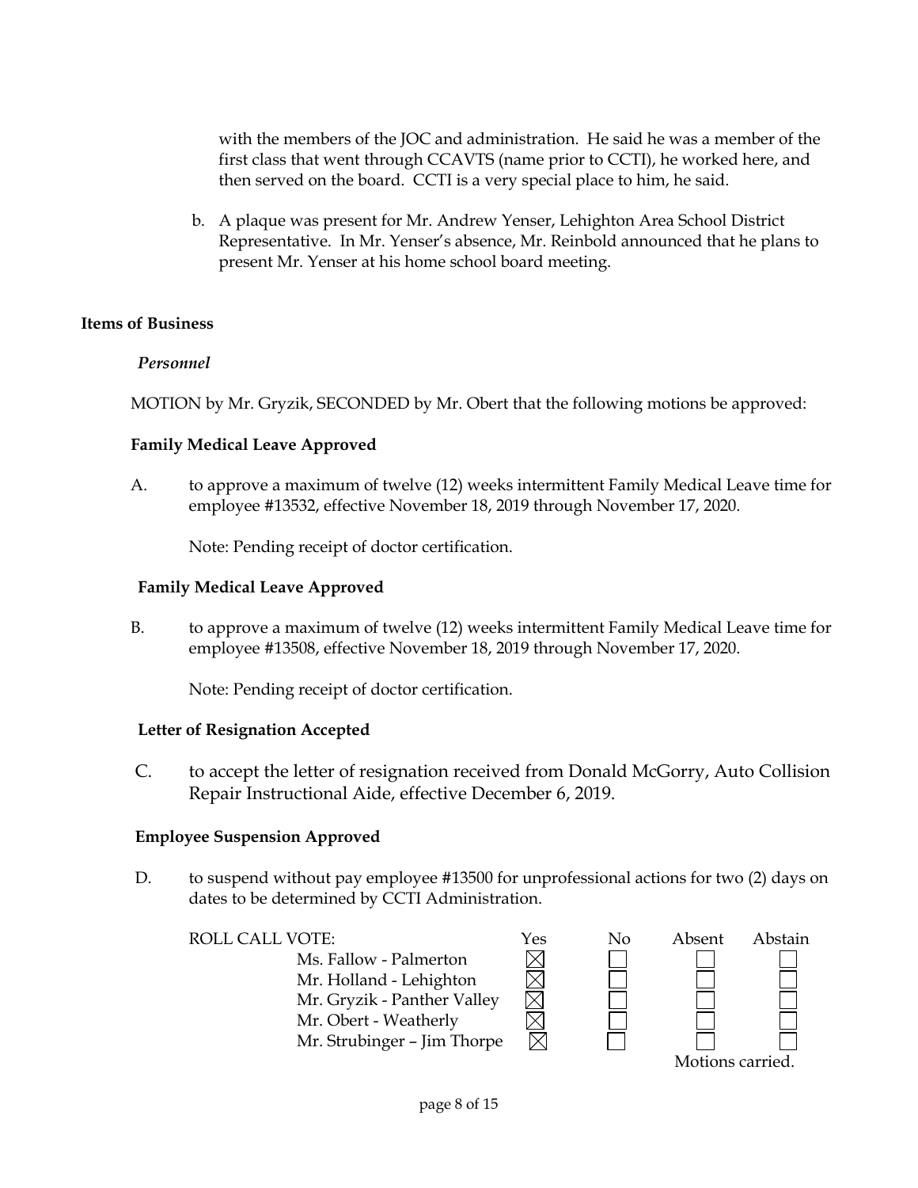with the members of the JOC and administration. He said he was a member of the first class that went through CCAVTS (name prior to CCTI), he worked here, and then served on the board. CCTI is a very special place to him, he said.

b. A plaque was present for Mr. Andrew Yenser, Lehighton Area School District Representative. In Mr. Yenser's absence, Mr. Reinbold announced that he plans to present Mr. Yenser at his home school board meeting.

## Items of Business

*Personnel*

MOTION by Mr. Gryzik, SECONDED by Mr. Obert that the following motions be approved:

**Family Medical Leave Approved**

A. to approve a maximum of twelve (12) weeks intermittent Family Medical Leave time for employee #13532, effective November 18, 2019 through November 17, 2020.

Note: Pending receipt of doctor certification.

**Family Medical Leave Approved**

B. to approve a maximum of twelve (12) weeks intermittent Family Medical Leave time for employee #13508, effective November 18, 2019 through November 17, 2020.

Note: Pending receipt of doctor certification.

**Letter of Resignation Accepted**

C. to accept the letter of resignation received from Donald McGorry, Auto Collision Repair Instructional Aide, effective December 6, 2019.

**Employee Suspension Approved**

D. to suspend without pay employee #13500 for unprofessional actions for two (2) days on dates to be determined by CCTI Administration.

| ROLL CALL VOTE: | Yes | No | Absent | Abstain |
|---|---|---|---|---|
| Ms. Fallow - Palmerton | ☒ | ☐ | ☐ | ☐ |
| Mr. Holland - Lehighton | ☒ | ☐ | ☐ | ☐ |
| Mr. Gryzik - Panther Valley | ☒ | ☐ | ☐ | ☐ |
| Mr. Obert - Weatherly | ☒ | ☐ | ☐ | ☐ |
| Mr. Strubinger – Jim Thorpe | ☒ | ☐ | ☐ | ☐ |

Motions carried.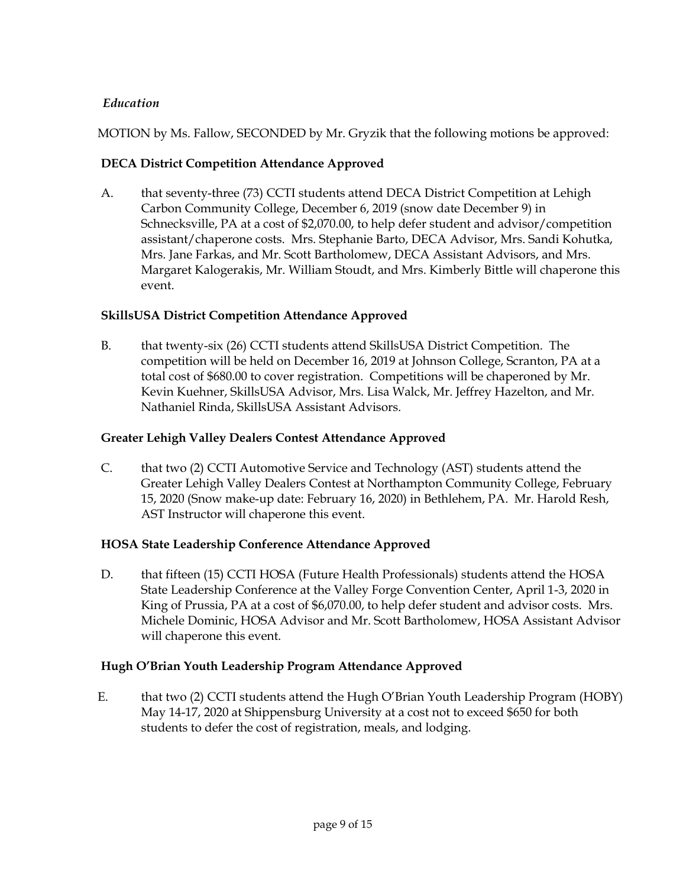*Education*

MOTION by Ms. Fallow, SECONDED by Mr. Gryzik that the following motions be approved:

**DECA District Competition Attendance Approved**

A. that seventy-three (73) CCTI students attend DECA District Competition at Lehigh Carbon Community College, December 6, 2019 (snow date December 9) in Schnecksville, PA at a cost of $2,070.00, to help defer student and advisor/competition assistant/chaperone costs. Mrs. Stephanie Barto, DECA Advisor, Mrs. Sandi Kohutka, Mrs. Jane Farkas, and Mr. Scott Bartholomew, DECA Assistant Advisors, and Mrs. Margaret Kalogerakis, Mr. William Stoudt, and Mrs. Kimberly Bittle will chaperone this event.

**SkillsUSA District Competition Attendance Approved**

B. that twenty-six (26) CCTI students attend SkillsUSA District Competition. The competition will be held on December 16, 2019 at Johnson College, Scranton, PA at a total cost of $680.00 to cover registration. Competitions will be chaperoned by Mr. Kevin Kuehner, SkillsUSA Advisor, Mrs. Lisa Walck, Mr. Jeffrey Hazelton, and Mr. Nathaniel Rinda, SkillsUSA Assistant Advisors.

**Greater Lehigh Valley Dealers Contest Attendance Approved**

C. that two (2) CCTI Automotive Service and Technology (AST) students attend the Greater Lehigh Valley Dealers Contest at Northampton Community College, February 15, 2020 (Snow make-up date: February 16, 2020) in Bethlehem, PA. Mr. Harold Resh, AST Instructor will chaperone this event.

**HOSA State Leadership Conference Attendance Approved**

D. that fifteen (15) CCTI HOSA (Future Health Professionals) students attend the HOSA State Leadership Conference at the Valley Forge Convention Center, April 1-3, 2020 in King of Prussia, PA at a cost of $6,070.00, to help defer student and advisor costs. Mrs. Michele Dominic, HOSA Advisor and Mr. Scott Bartholomew, HOSA Assistant Advisor will chaperone this event.

**Hugh O'Brian Youth Leadership Program Attendance Approved**

E. that two (2) CCTI students attend the Hugh O'Brian Youth Leadership Program (HOBY) May 14-17, 2020 at Shippensburg University at a cost not to exceed $650 for both students to defer the cost of registration, meals, and lodging.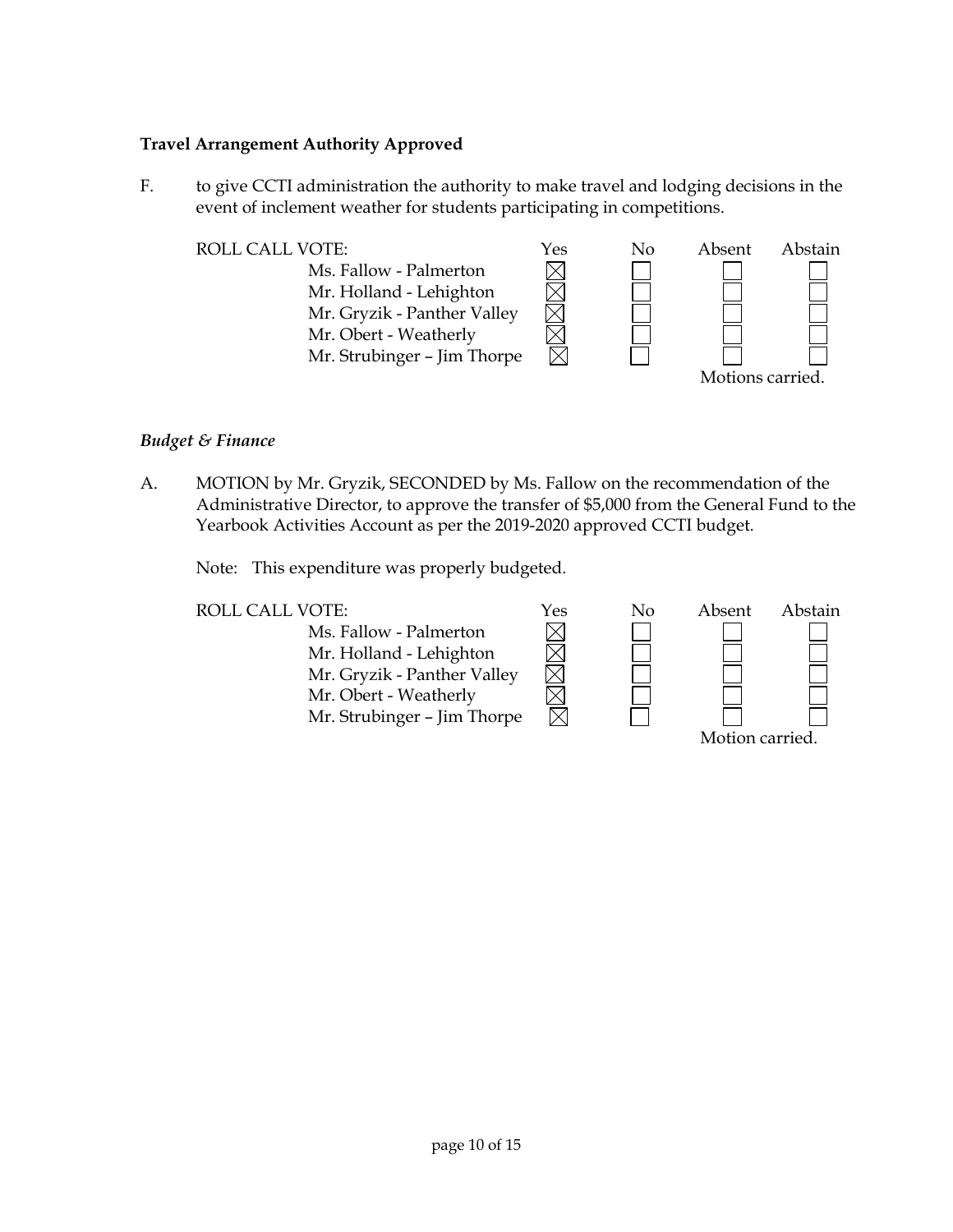**Travel Arrangement Authority Approved**

F. to give CCTI administration the authority to make travel and lodging decisions in the event of inclement weather for students participating in competitions.

| ROLL CALL VOTE: | Yes | No | Absent | Abstain |
|---|---|---|---|---|
| Ms. Fallow - Palmerton | ☒ | ☐ | ☐ | ☐ |
| Mr. Holland - Lehighton | ☒ | ☐ | ☐ | ☐ |
| Mr. Gryzik - Panther Valley | ☒ | ☐ | ☐ | ☐ |
| Mr. Obert - Weatherly | ☒ | ☐ | ☐ | ☐ |
| Mr. Strubinger – Jim Thorpe | ☒ | ☐ | ☐ | ☐ |

Motions carried.

*Budget & Finance*

A. MOTION by Mr. Gryzik, SECONDED by Ms. Fallow on the recommendation of the Administrative Director, to approve the transfer of $5,000 from the General Fund to the Yearbook Activities Account as per the 2019-2020 approved CCTI budget.

Note: This expenditure was properly budgeted.

| ROLL CALL VOTE: | Yes | No | Absent | Abstain |
|---|---|---|---|---|
| Ms. Fallow - Palmerton | ☒ | ☐ | ☐ | ☐ |
| Mr. Holland - Lehighton | ☒ | ☐ | ☐ | ☐ |
| Mr. Gryzik - Panther Valley | ☒ | ☐ | ☐ | ☐ |
| Mr. Obert - Weatherly | ☒ | ☐ | ☐ | ☐ |
| Mr. Strubinger – Jim Thorpe | ☒ | ☐ | ☐ | ☐ |

Motion carried.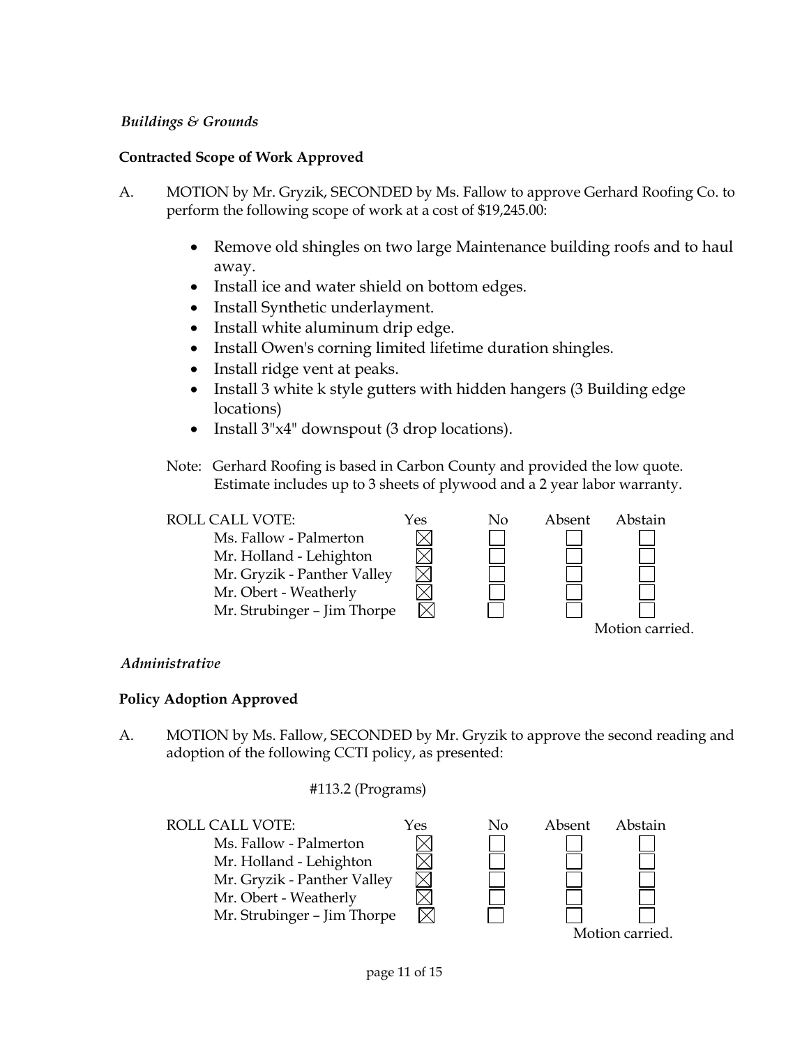*Buildings & Grounds*

**Contracted Scope of Work Approved**

A. MOTION by Mr. Gryzik, SECONDED by Ms. Fallow to approve Gerhard Roofing Co. to perform the following scope of work at a cost of $19,245.00:

- Remove old shingles on two large Maintenance building roofs and to haul away.
- Install ice and water shield on bottom edges.
- Install Synthetic underlayment.
- Install white aluminum drip edge.
- Install Owen's corning limited lifetime duration shingles.
- Install ridge vent at peaks.
- Install 3 white k style gutters with hidden hangers (3 Building edge locations)
- Install 3"x4" downspout (3 drop locations).

Note: Gerhard Roofing is based in Carbon County and provided the low quote. Estimate includes up to 3 sheets of plywood and a 2 year labor warranty.

| ROLL CALL VOTE: | Yes | No | Absent | Abstain |
|---|---|---|---|---|
| Ms. Fallow - Palmerton | ☒ | ☐ | ☐ | ☐ |
| Mr. Holland - Lehighton | ☒ | ☐ | ☐ | ☐ |
| Mr. Gryzik - Panther Valley | ☒ | ☐ | ☐ | ☐ |
| Mr. Obert - Weatherly | ☒ | ☐ | ☐ | ☐ |
| Mr. Strubinger – Jim Thorpe | ☒ | ☐ | ☐ | ☐ |

Motion carried.

*Administrative*

**Policy Adoption Approved**

A. MOTION by Ms. Fallow, SECONDED by Mr. Gryzik to approve the second reading and adoption of the following CCTI policy, as presented:

#113.2 (Programs)

| ROLL CALL VOTE: | Yes | No | Absent | Abstain |
|---|---|---|---|---|
| Ms. Fallow - Palmerton | ☒ | ☐ | ☐ | ☐ |
| Mr. Holland - Lehighton | ☒ | ☐ | ☐ | ☐ |
| Mr. Gryzik - Panther Valley | ☒ | ☐ | ☐ | ☐ |
| Mr. Obert - Weatherly | ☒ | ☐ | ☐ | ☐ |
| Mr. Strubinger – Jim Thorpe | ☒ | ☐ | ☐ | ☐ |

Motion carried.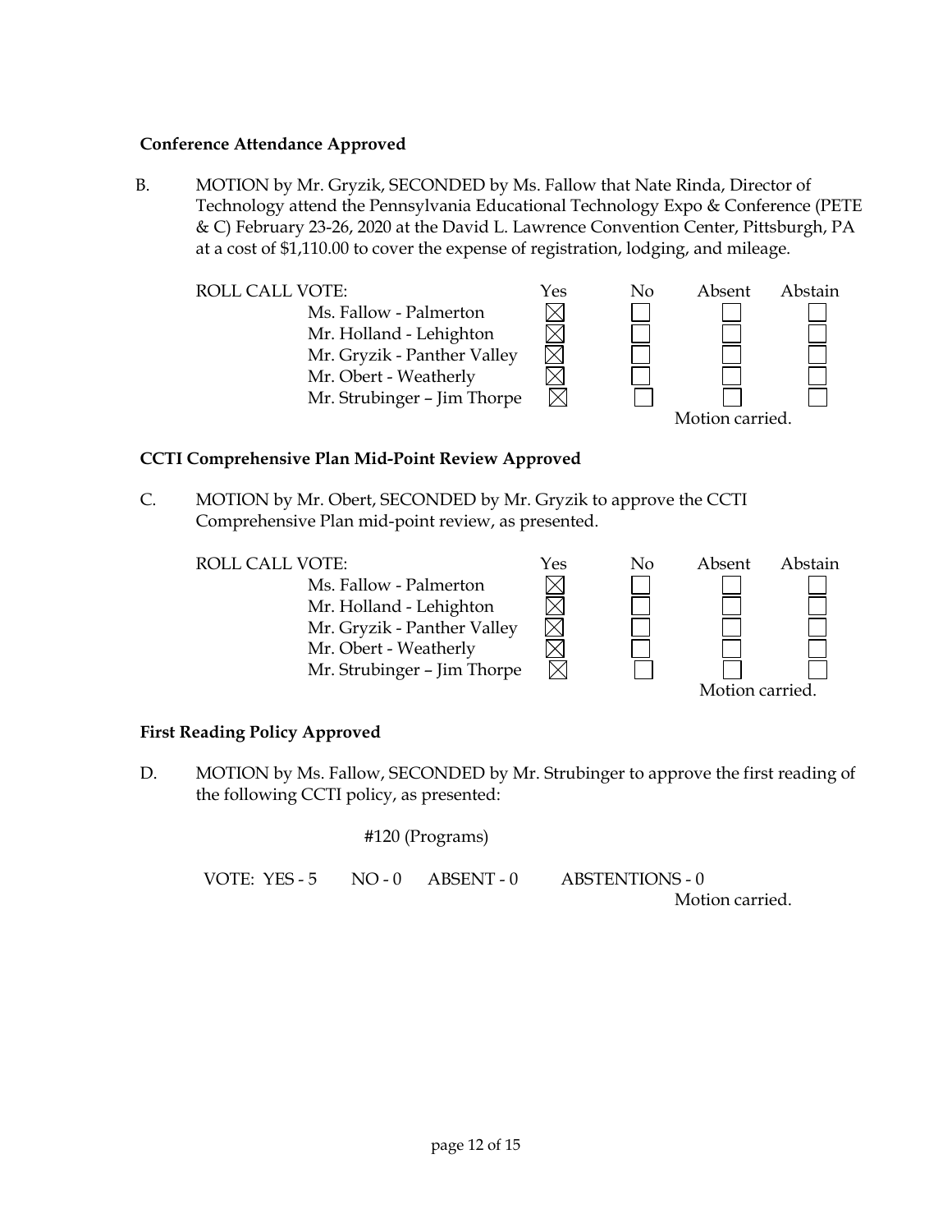**Conference Attendance Approved**

B. MOTION by Mr. Gryzik, SECONDED by Ms. Fallow that Nate Rinda, Director of Technology attend the Pennsylvania Educational Technology Expo & Conference (PETE & C) February 23-26, 2020 at the David L. Lawrence Convention Center, Pittsburgh, PA at a cost of $1,110.00 to cover the expense of registration, lodging, and mileage.

| ROLL CALL VOTE: | Yes | No | Absent | Abstain |
|---|---|---|---|---|
| Ms. Fallow - Palmerton | ☒ | ☐ | ☐ | ☐ |
| Mr. Holland - Lehighton | ☒ | ☐ | ☐ | ☐ |
| Mr. Gryzik - Panther Valley | ☒ | ☐ | ☐ | ☐ |
| Mr. Obert - Weatherly | ☒ | ☐ | ☐ | ☐ |
| Mr. Strubinger – Jim Thorpe | ☒ | ☐ | ☐ | ☐ |

Motion carried.

**CCTI Comprehensive Plan Mid-Point Review Approved**

C. MOTION by Mr. Obert, SECONDED by Mr. Gryzik to approve the CCTI Comprehensive Plan mid-point review, as presented.

| ROLL CALL VOTE: | Yes | No | Absent | Abstain |
|---|---|---|---|---|
| Ms. Fallow - Palmerton | ☒ | ☐ | ☐ | ☐ |
| Mr. Holland - Lehighton | ☒ | ☐ | ☐ | ☐ |
| Mr. Gryzik - Panther Valley | ☒ | ☐ | ☐ | ☐ |
| Mr. Obert - Weatherly | ☒ | ☐ | ☐ | ☐ |
| Mr. Strubinger – Jim Thorpe | ☒ | ☐ | ☐ | ☐ |

Motion carried.

**First Reading Policy Approved**

D. MOTION by Ms. Fallow, SECONDED by Mr. Strubinger to approve the first reading of the following CCTI policy, as presented:

#120 (Programs)

VOTE: YES - 5 NO - 0 ABSENT - 0 ABSTENTIONS - 0

Motion carried.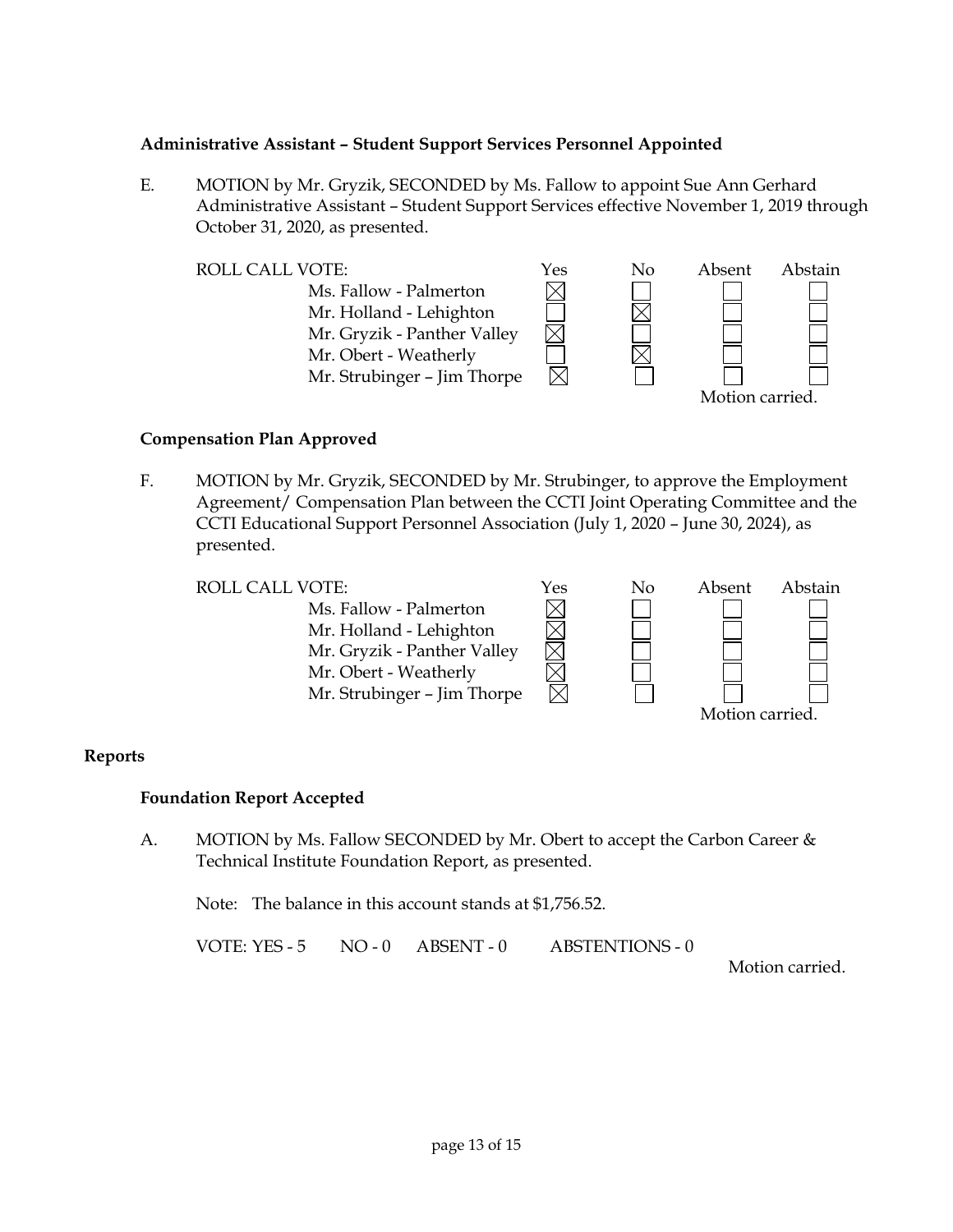### Administrative Assistant – Student Support Services Personnel Appointed

E. MOTION by Mr. Gryzik, SECONDED by Ms. Fallow to appoint Sue Ann Gerhard Administrative Assistant – Student Support Services effective November 1, 2019 through October 31, 2020, as presented.

| ROLL CALL VOTE: | Yes | No | Absent | Abstain |
|---|---|---|---|---|
| Ms. Fallow - Palmerton | ☒ | ☐ | ☐ | ☐ |
| Mr. Holland - Lehighton | ☐ | ☒ | ☐ | ☐ |
| Mr. Gryzik - Panther Valley | ☒ | ☐ | ☐ | ☐ |
| Mr. Obert - Weatherly | ☐ | ☒ | ☐ | ☐ |
| Mr. Strubinger – Jim Thorpe | ☒ | ☐ | ☐ | ☐ |

Motion carried.

### Compensation Plan Approved

F. MOTION by Mr. Gryzik, SECONDED by Mr. Strubinger, to approve the Employment Agreement/ Compensation Plan between the CCTI Joint Operating Committee and the CCTI Educational Support Personnel Association (July 1, 2020 – June 30, 2024), as presented.

| ROLL CALL VOTE: | Yes | No | Absent | Abstain |
|---|---|---|---|---|
| Ms. Fallow - Palmerton | ☒ | ☐ | ☐ | ☐ |
| Mr. Holland - Lehighton | ☒ | ☐ | ☐ | ☐ |
| Mr. Gryzik - Panther Valley | ☒ | ☐ | ☐ | ☐ |
| Mr. Obert - Weatherly | ☒ | ☐ | ☐ | ☐ |
| Mr. Strubinger – Jim Thorpe | ☒ | ☐ | ☐ | ☐ |

Motion carried.

## Reports

### Foundation Report Accepted

A. MOTION by Ms. Fallow SECONDED by Mr. Obert to accept the Carbon Career & Technical Institute Foundation Report, as presented.

Note: The balance in this account stands at $1,756.52.

VOTE: YES - 5 NO - 0 ABSENT - 0 ABSTENTIONS - 0

Motion carried.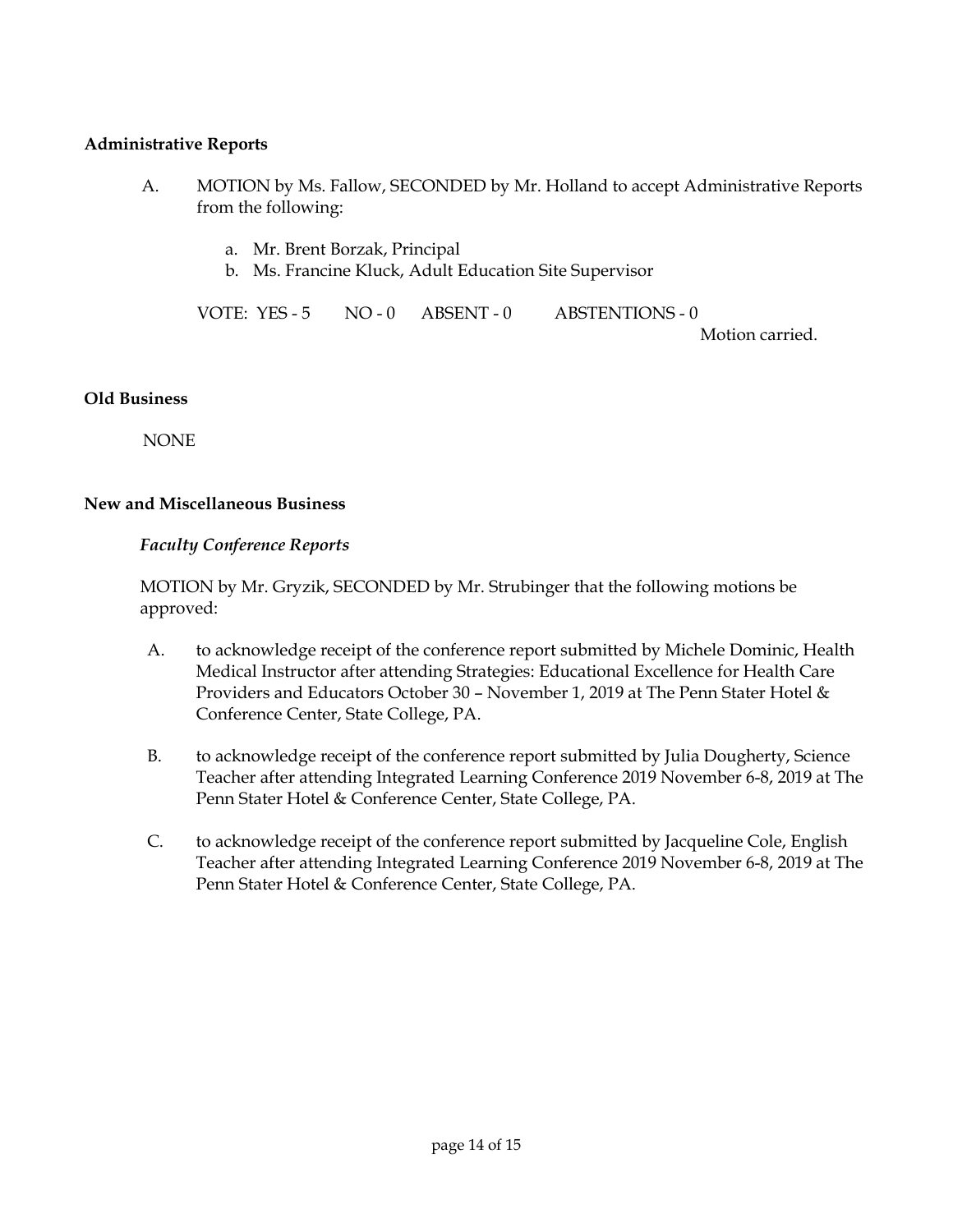**Administrative Reports**

A. MOTION by Ms. Fallow, SECONDED by Mr. Holland to accept Administrative Reports from the following:

   a. Mr. Brent Borzak, Principal
   b. Ms. Francine Kluck, Adult Education Site Supervisor

   VOTE: YES - 5   NO - 0   ABSENT - 0   ABSTENTIONS - 0

   Motion carried.

**Old Business**

NONE

**New and Miscellaneous Business**

***Faculty Conference Reports***

MOTION by Mr. Gryzik, SECONDED by Mr. Strubinger that the following motions be approved:

A. to acknowledge receipt of the conference report submitted by Michele Dominic, Health Medical Instructor after attending Strategies: Educational Excellence for Health Care Providers and Educators October 30 – November 1, 2019 at The Penn Stater Hotel & Conference Center, State College, PA.

B. to acknowledge receipt of the conference report submitted by Julia Dougherty, Science Teacher after attending Integrated Learning Conference 2019 November 6-8, 2019 at The Penn Stater Hotel & Conference Center, State College, PA.

C. to acknowledge receipt of the conference report submitted by Jacqueline Cole, English Teacher after attending Integrated Learning Conference 2019 November 6-8, 2019 at The Penn Stater Hotel & Conference Center, State College, PA.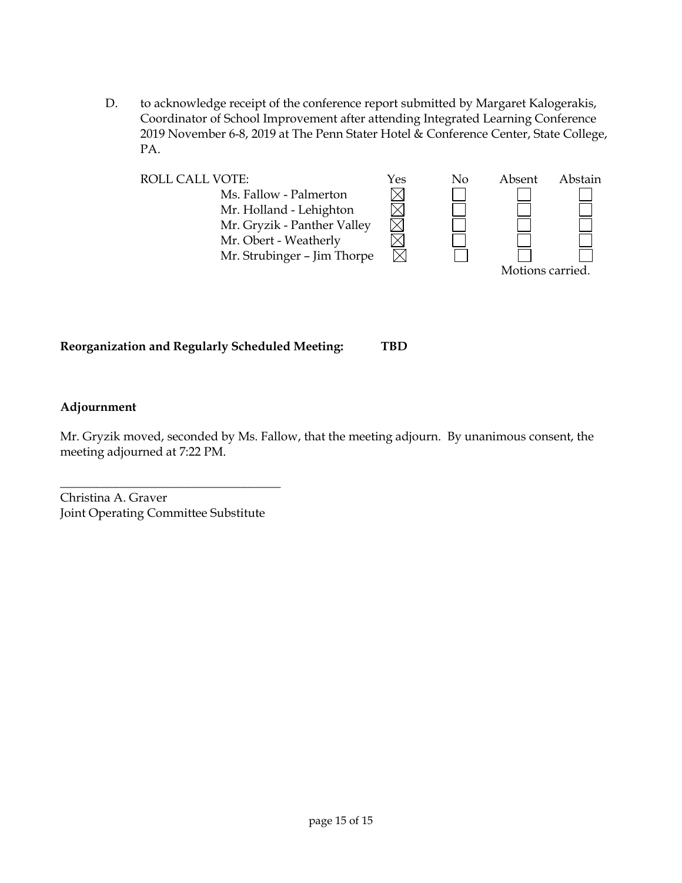D. to acknowledge receipt of the conference report submitted by Margaret Kalogerakis, Coordinator of School Improvement after attending Integrated Learning Conference 2019 November 6-8, 2019 at The Penn Stater Hotel & Conference Center, State College, PA.

| ROLL CALL VOTE: | Yes | No | Absent | Abstain |
|---|---|---|---|---|
| Ms. Fallow - Palmerton | ☒ | ☐ | ☐ | ☐ |
| Mr. Holland - Lehighton | ☒ | ☐ | ☐ | ☐ |
| Mr. Gryzik - Panther Valley | ☒ | ☐ | ☐ | ☐ |
| Mr. Obert - Weatherly | ☒ | ☐ | ☐ | ☐ |
| Mr. Strubinger – Jim Thorpe | ☒ | ☐ | ☐ | ☐ |

Motions carried.

**Reorganization and Regularly Scheduled Meeting: TBD**

**Adjournment**

Mr. Gryzik moved, seconded by Ms. Fallow, that the meeting adjourn. By unanimous consent, the meeting adjourned at 7:22 PM.

_____________________________________

Christina A. Graver
Joint Operating Committee Substitute